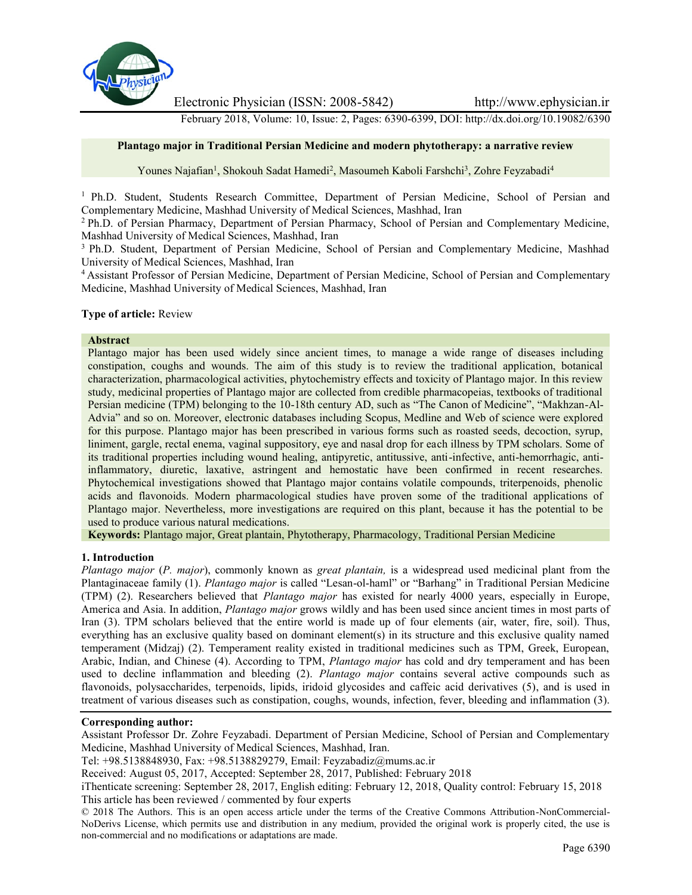# Plantago major in Traditional Persian Medicine and modern phytotherapy: a narrative review

Younes Najafian[1], Shokouh Sadat Hamedi[2], Masoumeh Kaboli Farshchi[3], Zohre Feyzabadi[4]

[1] Ph.D. Student, Students Research Committee, Department of Persian Medicine, School of Persian and Complementary Medicine, Mashhad University of Medical Sciences, Mashhad, Iran

[2] Ph.D. of Persian Pharmacy, Department of Persian Pharmacy, School of Persian and Complementary Medicine, Mashhad University of Medical Sciences, Mashhad, Iran

[3] Ph.D. Student, Department of Persian Medicine, School of Persian and Complementary Medicine, Mashhad University of Medical Sciences, Mashhad, Iran

[4] Assistant Professor of Persian Medicine, Department of Persian Medicine, School of Persian and Complementary Medicine, Mashhad University of Medical Sciences, Mashhad, Iran

**Type of article:** Review

**Abstract**

Plantago major has been used widely since ancient times, to manage a wide range of diseases including constipation, coughs and wounds. The aim of this study is to review the traditional application, botanical characterization, pharmacological activities, phytochemistry effects and toxicity of Plantago major. In this review study, medicinal properties of Plantago major are collected from credible pharmacopeias, textbooks of traditional Persian medicine (TPM) belonging to the 10-18th century AD, such as "The Canon of Medicine", "Makhzan-Al-Advia" and so on. Moreover, electronic databases including Scopus, Medline and Web of science were explored for this purpose. Plantago major has been prescribed in various forms such as roasted seeds, decoction, syrup, liniment, gargle, rectal enema, vaginal suppository, eye and nasal drop for each illness by TPM scholars. Some of its traditional properties including wound healing, antipyretic, antitussive, anti-infective, anti-hemorrhagic, anti-inflammatory, diuretic, laxative, astringent and hemostatic have been confirmed in recent researches. Phytochemical investigations showed that Plantago major contains volatile compounds, triterpenoids, phenolic acids and flavonoids. Modern pharmacological studies have proven some of the traditional applications of Plantago major. Nevertheless, more investigations are required on this plant, because it has the potential to be used to produce various natural medications.

**Keywords:** Plantago major, Great plantain, Phytotherapy, Pharmacology, Traditional Persian Medicine

## 1. Introduction

*Plantago major* (*P. major*), commonly known as *great plantain,* is a widespread used medicinal plant from the Plantaginaceae family (1). *Plantago major* is called "Lesan-ol-haml" or "Barhang" in Traditional Persian Medicine (TPM) (2). Researchers believed that *Plantago major* has existed for nearly 4000 years, especially in Europe, America and Asia. In addition, *Plantago major* grows wildly and has been used since ancient times in most parts of Iran (3). TPM scholars believed that the entire world is made up of four elements (air, water, fire, soil). Thus, everything has an exclusive quality based on dominant element(s) in its structure and this exclusive quality named temperament (Midzaj) (2). Temperament reality existed in traditional medicines such as TPM, Greek, European, Arabic, Indian, and Chinese (4). According to TPM, *Plantago major* has cold and dry temperament and has been used to decline inflammation and bleeding (2). *Plantago major* contains several active compounds such as flavonoids, polysaccharides, terpenoids, lipids, iridoid glycosides and caffeic acid derivatives (5), and is used in treatment of various diseases such as constipation, coughs, wounds, infection, fever, bleeding and inflammation (3).

**Corresponding author:**

Assistant Professor Dr. Zohre Feyzabadi. Department of Persian Medicine, School of Persian and Complementary Medicine, Mashhad University of Medical Sciences, Mashhad, Iran.

Tel: +98.5138848930, Fax: +98.5138829279, Email: Feyzabadiz@mums.ac.ir

Received: August 05, 2017, Accepted: September 28, 2017, Published: February 2018

iThenticate screening: September 28, 2017, English editing: February 12, 2018, Quality control: February 15, 2018

This article has been reviewed / commented by four experts

© 2018 The Authors. This is an open access article under the terms of the Creative Commons Attribution-NonCommercial-NoDerivs License, which permits use and distribution in any medium, provided the original work is properly cited, the use is non-commercial and no modifications or adaptations are made.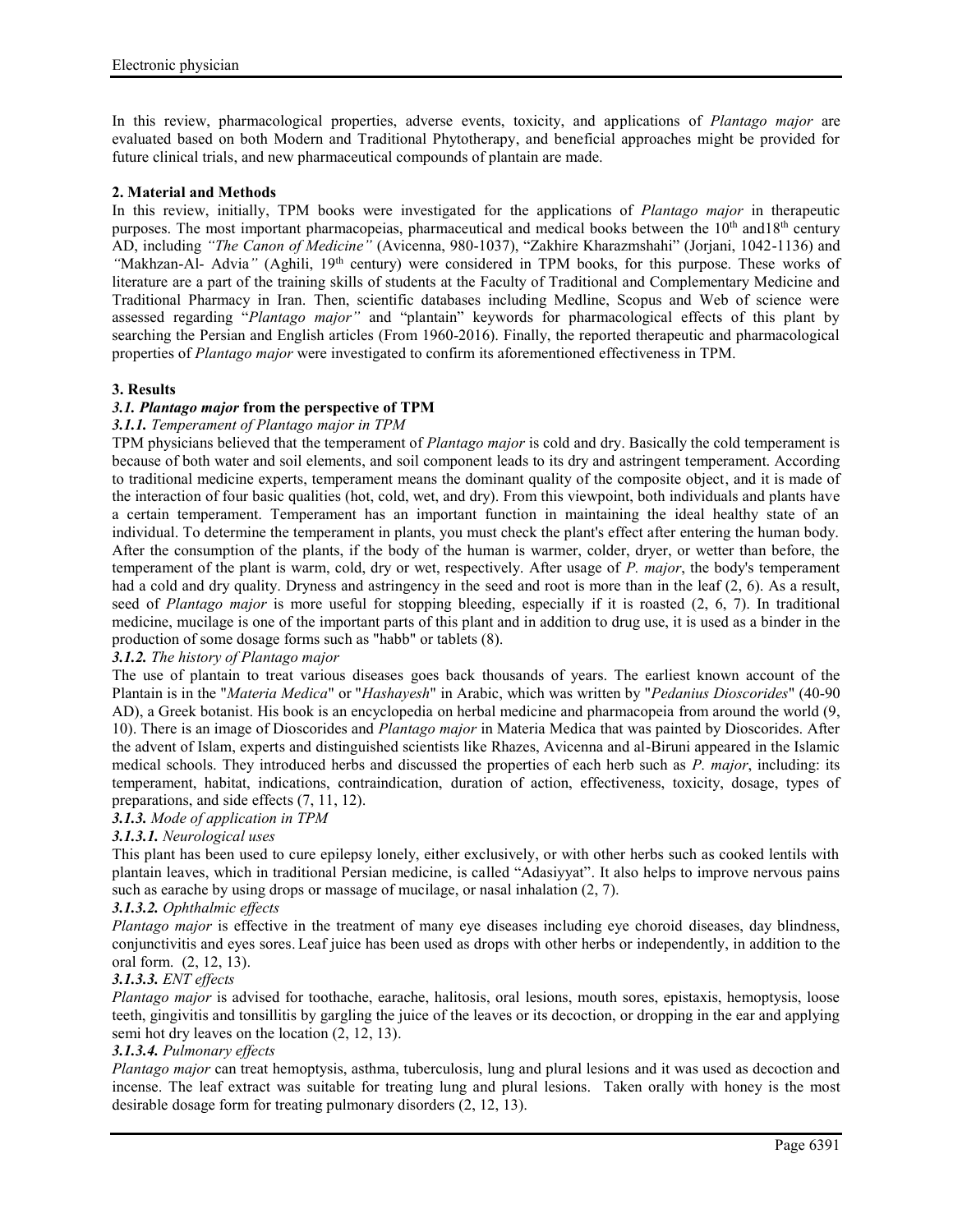In this review, pharmacological properties, adverse events, toxicity, and applications of *Plantago major* are evaluated based on both Modern and Traditional Phytotherapy, and beneficial approaches might be provided for future clinical trials, and new pharmaceutical compounds of plantain are made.

## 2. Material and Methods

In this review, initially, TPM books were investigated for the applications of *Plantago major* in therapeutic purposes. The most important pharmacopeias, pharmaceutical and medical books between the 10th and18th century AD, including *"The Canon of Medicine"* (Avicenna, 980-1037), "Zakhire Kharazmshahi" (Jorjani, 1042-1136) and *"*Makhzan-Al- Advia*"* (Aghili, 19th century) were considered in TPM books, for this purpose. These works of literature are a part of the training skills of students at the Faculty of Traditional and Complementary Medicine and Traditional Pharmacy in Iran. Then, scientific databases including Medline, Scopus and Web of science were assessed regarding "*Plantago major"* and "plantain" keywords for pharmacological effects of this plant by searching the Persian and English articles (From 1960-2016). Finally, the reported therapeutic and pharmacological properties of *Plantago major* were investigated to confirm its aforementioned effectiveness in TPM.

## 3. Results

### *3.1. Plantago major* from the perspective of TPM

#### *3.1.1. Temperament of Plantago major in TPM*

TPM physicians believed that the temperament of *Plantago major* is cold and dry. Basically the cold temperament is because of both water and soil elements, and soil component leads to its dry and astringent temperament. According to traditional medicine experts, temperament means the dominant quality of the composite object, and it is made of the interaction of four basic qualities (hot, cold, wet, and dry). From this viewpoint, both individuals and plants have a certain temperament. Temperament has an important function in maintaining the ideal healthy state of an individual. To determine the temperament in plants, you must check the plant's effect after entering the human body. After the consumption of the plants, if the body of the human is warmer, colder, dryer, or wetter than before, the temperament of the plant is warm, cold, dry or wet, respectively. After usage of *P. major*, the body's temperament had a cold and dry quality. Dryness and astringency in the seed and root is more than in the leaf (2, 6). As a result, seed of *Plantago major* is more useful for stopping bleeding, especially if it is roasted (2, 6, 7). In traditional medicine, mucilage is one of the important parts of this plant and in addition to drug use, it is used as a binder in the production of some dosage forms such as "habb" or tablets (8).

#### *3.1.2. The history of Plantago major*

The use of plantain to treat various diseases goes back thousands of years. The earliest known account of the Plantain is in the "*Materia Medica*" or "*Hashayesh*" in Arabic, which was written by "*Pedanius Dioscorides*" (40-90 AD), a Greek botanist. His book is an encyclopedia on herbal medicine and pharmacopeia from around the world (9, 10). There is an image of Dioscorides and *Plantago major* in Materia Medica that was painted by Dioscorides. After the advent of Islam, experts and distinguished scientists like Rhazes, Avicenna and al-Biruni appeared in the Islamic medical schools. They introduced herbs and discussed the properties of each herb such as *P. major*, including: its temperament, habitat, indications, contraindication, duration of action, effectiveness, toxicity, dosage, types of preparations, and side effects (7, 11, 12).

#### *3.1.3. Mode of application in TPM*

##### *3.1.3.1. Neurological uses*

This plant has been used to cure epilepsy lonely, either exclusively, or with other herbs such as cooked lentils with plantain leaves, which in traditional Persian medicine, is called "Adasiyyat". It also helps to improve nervous pains such as earache by using drops or massage of mucilage, or nasal inhalation (2, 7).

##### *3.1.3.2. Ophthalmic effects*

*Plantago major* is effective in the treatment of many eye diseases including eye choroid diseases, day blindness, conjunctivitis and eyes sores. Leaf juice has been used as drops with other herbs or independently, in addition to the oral form. (2, 12, 13).

##### *3.1.3.3. ENT effects*

*Plantago major* is advised for toothache, earache, halitosis, oral lesions, mouth sores, epistaxis, hemoptysis, loose teeth, gingivitis and tonsillitis by gargling the juice of the leaves or its decoction, or dropping in the ear and applying semi hot dry leaves on the location (2, 12, 13).

##### *3.1.3.4. Pulmonary effects*

*Plantago major* can treat hemoptysis, asthma, tuberculosis, lung and plural lesions and it was used as decoction and incense. The leaf extract was suitable for treating lung and plural lesions. Taken orally with honey is the most desirable dosage form for treating pulmonary disorders (2, 12, 13).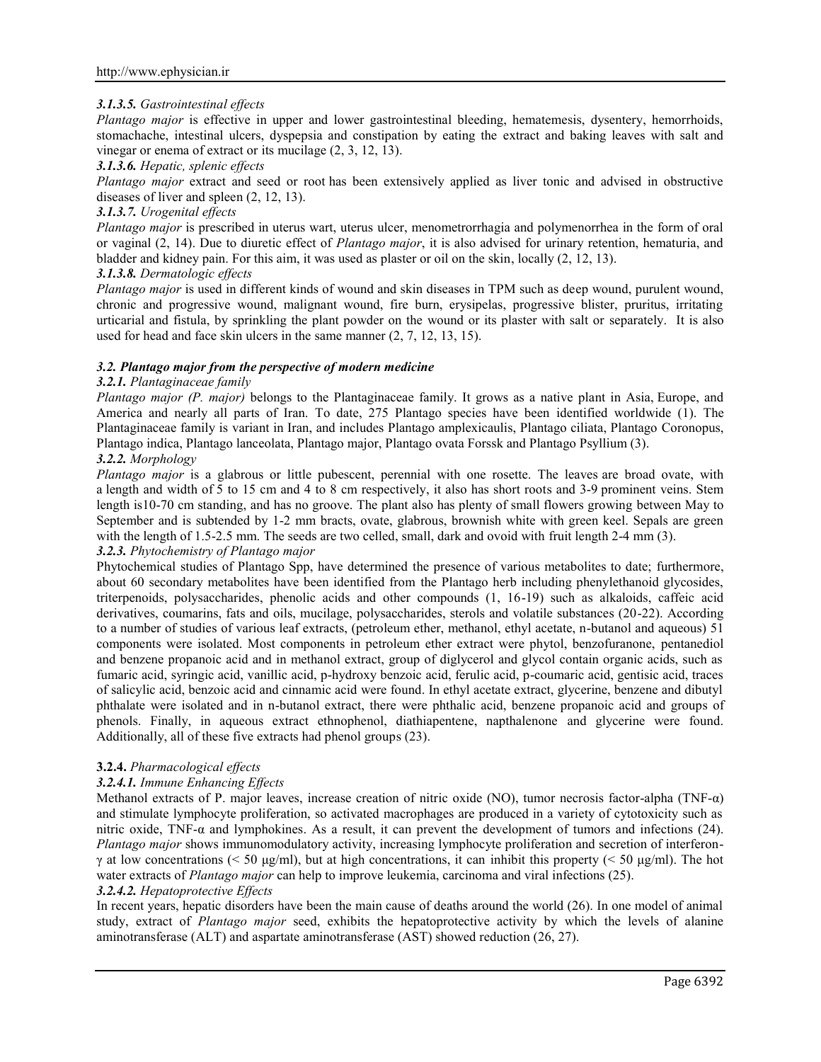### *3.1.3.5. Gastrointestinal effects*

*Plantago major* is effective in upper and lower gastrointestinal bleeding, hematemesis, dysentery, hemorrhoids, stomachache, intestinal ulcers, dyspepsia and constipation by eating the extract and baking leaves with salt and vinegar or enema of extract or its mucilage (2, 3, 12, 13).

### *3.1.3.6. Hepatic, splenic effects*

*Plantago major* extract and seed or root has been extensively applied as liver tonic and advised in obstructive diseases of liver and spleen (2, 12, 13).

### *3.1.3.7. Urogenital effects*

*Plantago major* is prescribed in uterus wart, uterus ulcer, menometrorrhagia and polymenorrhea in the form of oral or vaginal (2, 14). Due to diuretic effect of *Plantago major*, it is also advised for urinary retention, hematuria, and bladder and kidney pain. For this aim, it was used as plaster or oil on the skin, locally (2, 12, 13).

### *3.1.3.8. Dermatologic effects*

*Plantago major* is used in different kinds of wound and skin diseases in TPM such as deep wound, purulent wound, chronic and progressive wound, malignant wound, fire burn, erysipelas, progressive blister, pruritus, irritating urticarial and fistula, by sprinkling the plant powder on the wound or its plaster with salt or separately. It is also used for head and face skin ulcers in the same manner (2, 7, 12, 13, 15).

## *3.2. Plantago major from the perspective of modern medicine*

### *3.2.1. Plantaginaceae family*

*Plantago major (P. major)* belongs to the Plantaginaceae family. It grows as a native plant in Asia, Europe, and America and nearly all parts of Iran. To date, 275 Plantago species have been identified worldwide (1). The Plantaginaceae family is variant in Iran, and includes Plantago amplexicaulis, Plantago ciliata, Plantago Coronopus, Plantago indica, Plantago lanceolata, Plantago major, Plantago ovata Forssk and Plantago Psyllium (3).

### *3.2.2. Morphology*

*Plantago major* is a glabrous or little pubescent, perennial with one rosette. The leaves are broad ovate, with a length and width of 5 to 15 cm and 4 to 8 cm respectively, it also has short roots and 3-9 prominent veins. Stem length is10-70 cm standing, and has no groove. The plant also has plenty of small flowers growing between May to September and is subtended by 1-2 mm bracts, ovate, glabrous, brownish white with green keel. Sepals are green with the length of 1.5-2.5 mm. The seeds are two celled, small, dark and ovoid with fruit length 2-4 mm (3).

### *3.2.3. Phytochemistry of Plantago major*

Phytochemical studies of Plantago Spp, have determined the presence of various metabolites to date; furthermore, about 60 secondary metabolites have been identified from the Plantago herb including phenylethanoid glycosides, triterpenoids, polysaccharides, phenolic acids and other compounds (1, 16-19) such as alkaloids, caffeic acid derivatives, coumarins, fats and oils, mucilage, polysaccharides, sterols and volatile substances (20-22). According to a number of studies of various leaf extracts, (petroleum ether, methanol, ethyl acetate, n-butanol and aqueous) 51 components were isolated. Most components in petroleum ether extract were phytol, benzofuranone, pentanediol and benzene propanoic acid and in methanol extract, group of diglycerol and glycol contain organic acids, such as fumaric acid, syringic acid, vanillic acid, p-hydroxy benzoic acid, ferulic acid, p-coumaric acid, gentisic acid, traces of salicylic acid, benzoic acid and cinnamic acid were found. In ethyl acetate extract, glycerine, benzene and dibutyl phthalate were isolated and in n-butanol extract, there were phthalic acid, benzene propanoic acid and groups of phenols. Finally, in aqueous extract ethnophenol, diathiapentene, napthalenone and glycerine were found. Additionally, all of these five extracts had phenol groups (23).

### **3.2.4.** *Pharmacological effects*

#### *3.2.4.1. Immune Enhancing Effects*

Methanol extracts of P. major leaves, increase creation of nitric oxide (NO), tumor necrosis factor-alpha (TNF-α) and stimulate lymphocyte proliferation, so activated macrophages are produced in a variety of cytotoxicity such as nitric oxide, TNF-α and lymphokines. As a result, it can prevent the development of tumors and infections (24). *Plantago major* shows immunomodulatory activity, increasing lymphocyte proliferation and secretion of interferon-γ at low concentrations ($< 50$ μg/ml), but at high concentrations, it can inhibit this property ($< 50$ μg/ml). The hot water extracts of *Plantago major* can help to improve leukemia, carcinoma and viral infections (25).

#### *3.2.4.2. Hepatoprotective Effects*

In recent years, hepatic disorders have been the main cause of deaths around the world (26). In one model of animal study, extract of *Plantago major* seed, exhibits the hepatoprotective activity by which the levels of alanine aminotransferase (ALT) and aspartate aminotransferase (AST) showed reduction (26, 27).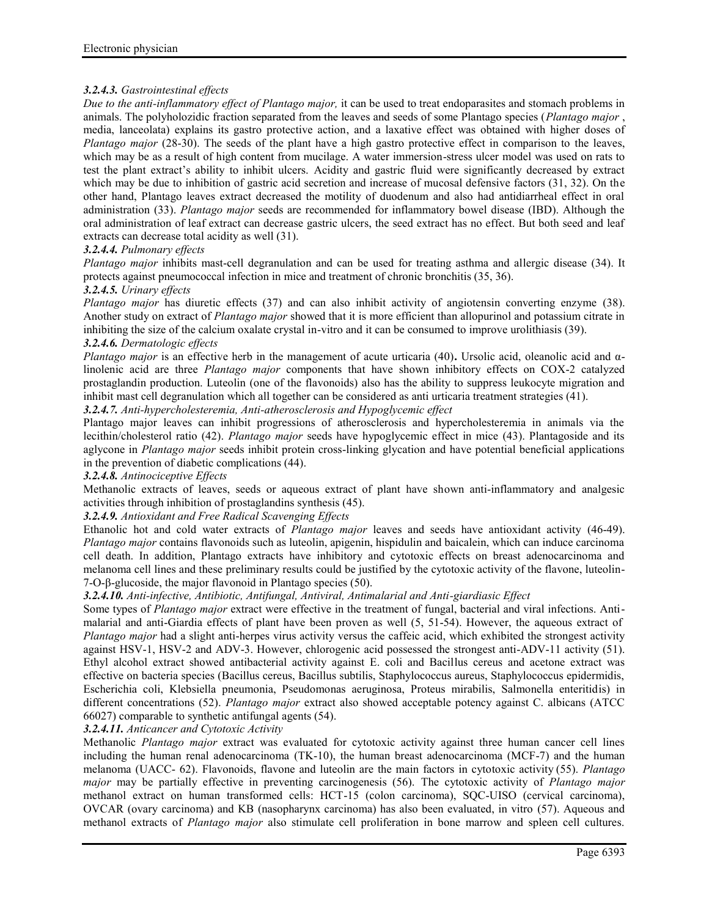#### *3.2.4.3. Gastrointestinal effects*

*Due to the anti-inflammatory effect of Plantago major,* it can be used to treat endoparasites and stomach problems in animals. The polyholozidic fraction separated from the leaves and seeds of some Plantago species (*Plantago major* , media, lanceolata) explains its gastro protective action, and a laxative effect was obtained with higher doses of *Plantago major* (28-30). The seeds of the plant have a high gastro protective effect in comparison to the leaves, which may be as a result of high content from mucilage. A water immersion-stress ulcer model was used on rats to test the plant extract's ability to inhibit ulcers. Acidity and gastric fluid were significantly decreased by extract which may be due to inhibition of gastric acid secretion and increase of mucosal defensive factors (31, 32). On the other hand, Plantago leaves extract decreased the motility of duodenum and also had antidiarrheal effect in oral administration (33). *Plantago major* seeds are recommended for inflammatory bowel disease (IBD). Although the oral administration of leaf extract can decrease gastric ulcers, the seed extract has no effect. But both seed and leaf extracts can decrease total acidity as well (31).

#### *3.2.4.4. Pulmonary effects*

*Plantago major* inhibits mast-cell degranulation and can be used for treating asthma and allergic disease (34). It protects against pneumococcal infection in mice and treatment of chronic bronchitis (35, 36).

#### *3.2.4.5. Urinary effects*

*Plantago major* has diuretic effects (37) and can also inhibit activity of angiotensin converting enzyme (38). Another study on extract of *Plantago major* showed that it is more efficient than allopurinol and potassium citrate in inhibiting the size of the calcium oxalate crystal in-vitro and it can be consumed to improve urolithiasis (39).

#### *3.2.4.6. Dermatologic effects*

*Plantago major* is an effective herb in the management of acute urticaria (40)**.** Ursolic acid, oleanolic acid and α-linolenic acid are three *Plantago major* components that have shown inhibitory effects on COX-2 catalyzed prostaglandin production. Luteolin (one of the flavonoids) also has the ability to suppress leukocyte migration and inhibit mast cell degranulation which all together can be considered as anti urticaria treatment strategies (41).

#### *3.2.4.7. Anti-hypercholesteremia, Anti-atherosclerosis and Hypoglycemic effect*

Plantago major leaves can inhibit progressions of atherosclerosis and hypercholesteremia in animals via the lecithin/cholesterol ratio (42). *Plantago major* seeds have hypoglycemic effect in mice (43). Plantagoside and its aglycone in *Plantago major* seeds inhibit protein cross-linking glycation and have potential beneficial applications in the prevention of diabetic complications (44).

#### *3.2.4.8. Antinociceptive Effects*

Methanolic extracts of leaves, seeds or aqueous extract of plant have shown anti-inflammatory and analgesic activities through inhibition of prostaglandins synthesis (45).

#### *3.2.4.9. Antioxidant and Free Radical Scavenging Effects*

Ethanolic hot and cold water extracts of *Plantago major* leaves and seeds have antioxidant activity (46-49). *Plantago major* contains flavonoids such as luteolin, apigenin, hispidulin and baicalein, which can induce carcinoma cell death. In addition, Plantago extracts have inhibitory and cytotoxic effects on breast adenocarcinoma and melanoma cell lines and these preliminary results could be justified by the cytotoxic activity of the flavone, luteolin-7-O-β-glucoside, the major flavonoid in Plantago species (50).

#### *3.2.4.10. Anti-infective, Antibiotic, Antifungal, Antiviral, Antimalarial and Anti-giardiasic Effect*

Some types of *Plantago major* extract were effective in the treatment of fungal, bacterial and viral infections. Anti-malarial and anti-Giardia effects of plant have been proven as well (5, 51-54). However, the aqueous extract of *Plantago major* had a slight anti-herpes virus activity versus the caffeic acid, which exhibited the strongest activity against HSV-1, HSV-2 and ADV-3. However, chlorogenic acid possessed the strongest anti-ADV-11 activity (51). Ethyl alcohol extract showed antibacterial activity against E. coli and Bacillus cereus and acetone extract was effective on bacteria species (Bacillus cereus, Bacillus subtilis, Staphylococcus aureus, Staphylococcus epidermidis, Escherichia coli, Klebsiella pneumonia, Pseudomonas aeruginosa, Proteus mirabilis, Salmonella enteritidis) in different concentrations (52). *Plantago major* extract also showed acceptable potency against C. albicans (ATCC 66027) comparable to synthetic antifungal agents (54).

#### *3.2.4.11. Anticancer and Cytotoxic Activity*

Methanolic *Plantago major* extract was evaluated for cytotoxic activity against three human cancer cell lines including the human renal adenocarcinoma (TK-10), the human breast adenocarcinoma (MCF-7) and the human melanoma (UACC- 62). Flavonoids, flavone and luteolin are the main factors in cytotoxic activity (55). *Plantago major* may be partially effective in preventing carcinogenesis (56). The cytotoxic activity of *Plantago major* methanol extract on human transformed cells: HCT-15 (colon carcinoma), SQC-UISO (cervical carcinoma), OVCAR (ovary carcinoma) and KB (nasopharynx carcinoma) has also been evaluated, in vitro (57). Aqueous and methanol extracts of *Plantago major* also stimulate cell proliferation in bone marrow and spleen cell cultures.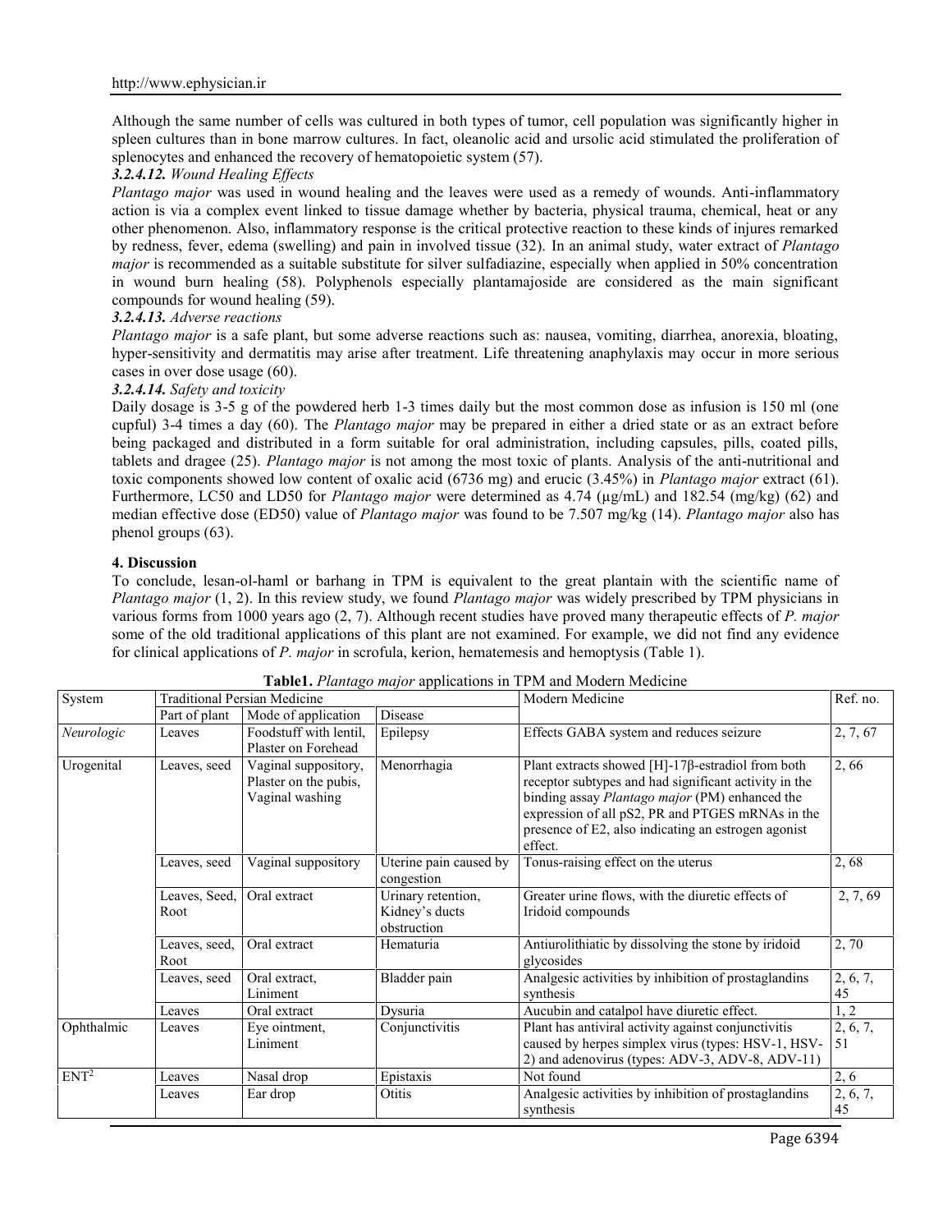Although the same number of cells was cultured in both types of tumor, cell population was significantly higher in spleen cultures than in bone marrow cultures. In fact, oleanolic acid and ursolic acid stimulated the proliferation of splenocytes and enhanced the recovery of hematopoietic system (57).

#### *3.2.4.12. Wound Healing Effects*

*Plantago major* was used in wound healing and the leaves were used as a remedy of wounds. Anti-inflammatory action is via a complex event linked to tissue damage whether by bacteria, physical trauma, chemical, heat or any other phenomenon. Also, inflammatory response is the critical protective reaction to these kinds of injures remarked by redness, fever, edema (swelling) and pain in involved tissue (32). In an animal study, water extract of *Plantago major* is recommended as a suitable substitute for silver sulfadiazine, especially when applied in 50% concentration in wound burn healing (58). Polyphenols especially plantamajoside are considered as the main significant compounds for wound healing (59).

#### *3.2.4.13. Adverse reactions*

*Plantago major* is a safe plant, but some adverse reactions such as: nausea, vomiting, diarrhea, anorexia, bloating, hyper-sensitivity and dermatitis may arise after treatment. Life threatening anaphylaxis may occur in more serious cases in over dose usage (60).

#### *3.2.4.14. Safety and toxicity*

Daily dosage is 3-5 g of the powdered herb 1-3 times daily but the most common dose as infusion is 150 ml (one cupful) 3-4 times a day (60). The *Plantago major* may be prepared in either a dried state or as an extract before being packaged and distributed in a form suitable for oral administration, including capsules, pills, coated pills, tablets and dragee (25). *Plantago major* is not among the most toxic of plants. Analysis of the anti-nutritional and toxic components showed low content of oxalic acid (6736 mg) and erucic (3.45%) in *Plantago major* extract (61). Furthermore, LC50 and LD50 for *Plantago major* were determined as 4.74 (μg/mL) and 182.54 (mg/kg) (62) and median effective dose (ED50) value of *Plantago major* was found to be 7.507 mg/kg (14). *Plantago major* also has phenol groups (63).

## 4. Discussion

To conclude, lesan-ol-haml or barhang in TPM is equivalent to the great plantain with the scientific name of *Plantago major* (1, 2). In this review study, we found *Plantago major* was widely prescribed by TPM physicians in various forms from 1000 years ago (2, 7). Although recent studies have proved many therapeutic effects of *P. major* some of the old traditional applications of this plant are not examined. For example, we did not find any evidence for clinical applications of *P. major* in scrofula, kerion, hematemesis and hemoptysis (Table 1).

**Table1.** *Plantago major* applications in TPM and Modern Medicine

| System | Traditional Persian Medicine | | | Modern Medicine | Ref. no. |
|---|---|---|---|---|---|
| | Part of plant | Mode of application | Disease | | |
| *Neurologic* | Leaves | Foodstuff with lentil, Plaster on Forehead | Epilepsy | Effects GABA system and reduces seizure | 2, 7, 67 |
| Urogenital | Leaves, seed | Vaginal suppository, Plaster on the pubis, Vaginal washing | Menorrhagia | Plant extracts showed [H]-17β-estradiol from both receptor subtypes and had significant activity in the binding assay *Plantago major* (PM) enhanced the expression of all pS2, PR and PTGES mRNAs in the presence of E2, also indicating an estrogen agonist effect. | 2, 66 |
| | Leaves, seed | Vaginal suppository | Uterine pain caused by congestion | Tonus-raising effect on the uterus | 2, 68 |
| | Leaves, Seed, Root | Oral extract | Urinary retention, Kidney's ducts obstruction | Greater urine flows, with the diuretic effects of Iridoid compounds | 2, 7, 69 |
| | Leaves, seed, Root | Oral extract | Hematuria | Antiurolithiatic by dissolving the stone by iridoid glycosides | 2, 70 |
| | Leaves, seed | Oral extract, Liniment | Bladder pain | Analgesic activities by inhibition of prostaglandins synthesis | 2, 6, 7, 45 |
| | Leaves | Oral extract | Dysuria | Aucubin and catalpol have diuretic effect. | 1, 2 |
| Ophthalmic | Leaves | Eye ointment, Liniment | Conjunctivitis | Plant has antiviral activity against conjunctivitis caused by herpes simplex virus (types: HSV-1, HSV-2) and adenovirus (types: ADV-3, ADV-8, ADV-11) | 2, 6, 7, 51 |
| ENT[2] | Leaves | Nasal drop | Epistaxis | Not found | 2, 6 |
| | Leaves | Ear drop | Otitis | Analgesic activities by inhibition of prostaglandins synthesis | 2, 6, 7, 45 |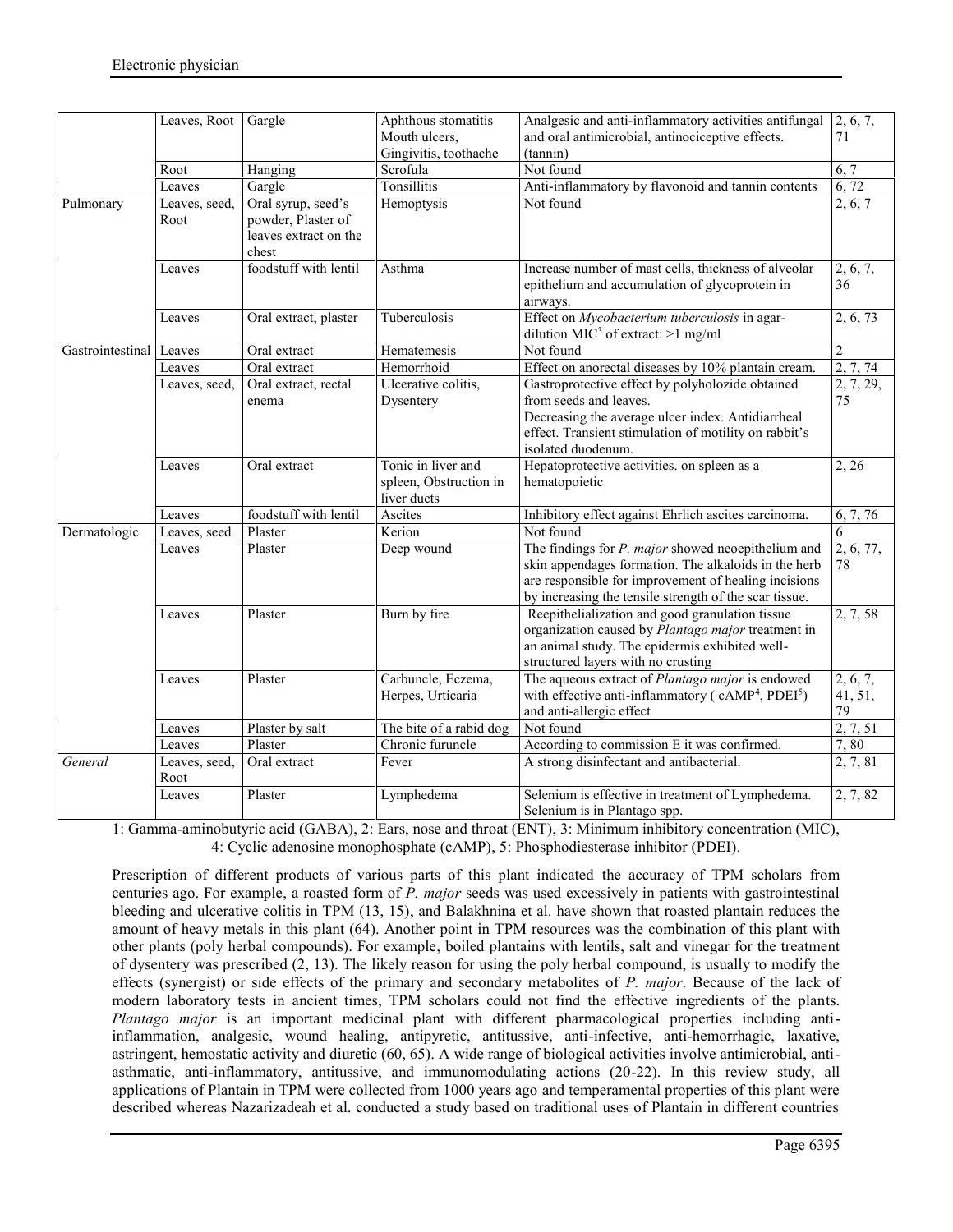| | Leaves, Root | Gargle | Aphthous stomatitis Mouth ulcers, Gingivitis, toothache | Analgesic and anti-inflammatory activities antifungal and oral antimicrobial, antinociceptive effects. (tannin) | 2, 6, 7, 71 |
|---|---|---|---|---|---|
| | Root | Hanging | Scrofula | Not found | 6, 7 |
| | Leaves | Gargle | Tonsillitis | Anti-inflammatory by flavonoid and tannin contents | 6, 72 |
| Pulmonary | Leaves, seed, Root | Oral syrup, seed's powder, Plaster of leaves extract on the chest | Hemoptysis | Not found | 2, 6, 7 |
| | Leaves | foodstuff with lentil | Asthma | Increase number of mast cells, thickness of alveolar epithelium and accumulation of glycoprotein in airways. | 2, 6, 7, 36 |
| | Leaves | Oral extract, plaster | Tuberculosis | Effect on *Mycobacterium tuberculosis* in agar-dilution MIC[3] of extract: >1 mg/ml | 2, 6, 73 |
| Gastrointestinal | Leaves | Oral extract | Hematemesis | Not found | 2 |
| | Leaves | Oral extract | Hemorrhoid | Effect on anorectal diseases by 10% plantain cream. | 2, 7, 74 |
| | Leaves, seed, | Oral extract, rectal enema | Ulcerative colitis, Dysentery | Gastroprotective effect by polyholozide obtained from seeds and leaves. Decreasing the average ulcer index. Antidiarrheal effect. Transient stimulation of motility on rabbit's isolated duodenum. | 2, 7, 29, 75 |
| | Leaves | Oral extract | Tonic in liver and spleen, Obstruction in liver ducts | Hepatoprotective activities. on spleen as a hematopoietic | 2, 26 |
| | Leaves | foodstuff with lentil | Ascites | Inhibitory effect against Ehrlich ascites carcinoma. | 6, 7, 76 |
| Dermatologic | Leaves, seed | Plaster | Kerion | Not found | 6 |
| | Leaves | Plaster | Deep wound | The findings for *P. major* showed neoepithelium and skin appendages formation. The alkaloids in the herb are responsible for improvement of healing incisions by increasing the tensile strength of the scar tissue. | 2, 6, 77, 78 |
| | Leaves | Plaster | Burn by fire | Reepithelialization and good granulation tissue organization caused by *Plantago major* treatment in an animal study. The epidermis exhibited well-structured layers with no crusting | 2, 7, 58 |
| | Leaves | Plaster | Carbuncle, Eczema, Herpes, Urticaria | The aqueous extract of *Plantago major* is endowed with effective anti-inflammatory ( cAMP[4], PDEI[5]) and anti-allergic effect | 2, 6, 7, 41, 51, 79 |
| | Leaves | Plaster by salt | The bite of a rabid dog | Not found | 2, 7, 51 |
| | Leaves | Plaster | Chronic furuncle | According to commission E it was confirmed. | 7, 80 |
| *General* | Leaves, seed, Root | Oral extract | Fever | A strong disinfectant and antibacterial. | 2, 7, 81 |
| | Leaves | Plaster | Lymphedema | Selenium is effective in treatment of Lymphedema. Selenium is in Plantago spp. | 2, 7, 82 |

1: Gamma-aminobutyric acid (GABA), 2: Ears, nose and throat (ENT), 3: Minimum inhibitory concentration (MIC), 4: Cyclic adenosine monophosphate (cAMP), 5: Phosphodiesterase inhibitor (PDEI).

Prescription of different products of various parts of this plant indicated the accuracy of TPM scholars from centuries ago. For example, a roasted form of *P. major* seeds was used excessively in patients with gastrointestinal bleeding and ulcerative colitis in TPM (13, 15), and Balakhnina et al. have shown that roasted plantain reduces the amount of heavy metals in this plant (64). Another point in TPM resources was the combination of this plant with other plants (poly herbal compounds). For example, boiled plantains with lentils, salt and vinegar for the treatment of dysentery was prescribed (2, 13). The likely reason for using the poly herbal compound, is usually to modify the effects (synergist) or side effects of the primary and secondary metabolites of *P. major*. Because of the lack of modern laboratory tests in ancient times, TPM scholars could not find the effective ingredients of the plants. *Plantago major* is an important medicinal plant with different pharmacological properties including anti-inflammation, analgesic, wound healing, antipyretic, antitussive, anti-infective, anti-hemorrhagic, laxative, astringent, hemostatic activity and diuretic (60, 65). A wide range of biological activities involve antimicrobial, anti-asthmatic, anti-inflammatory, antitussive, and immunomodulating actions (20-22). In this review study, all applications of Plantain in TPM were collected from 1000 years ago and temperamental properties of this plant were described whereas Nazarizadeah et al. conducted a study based on traditional uses of Plantain in different countries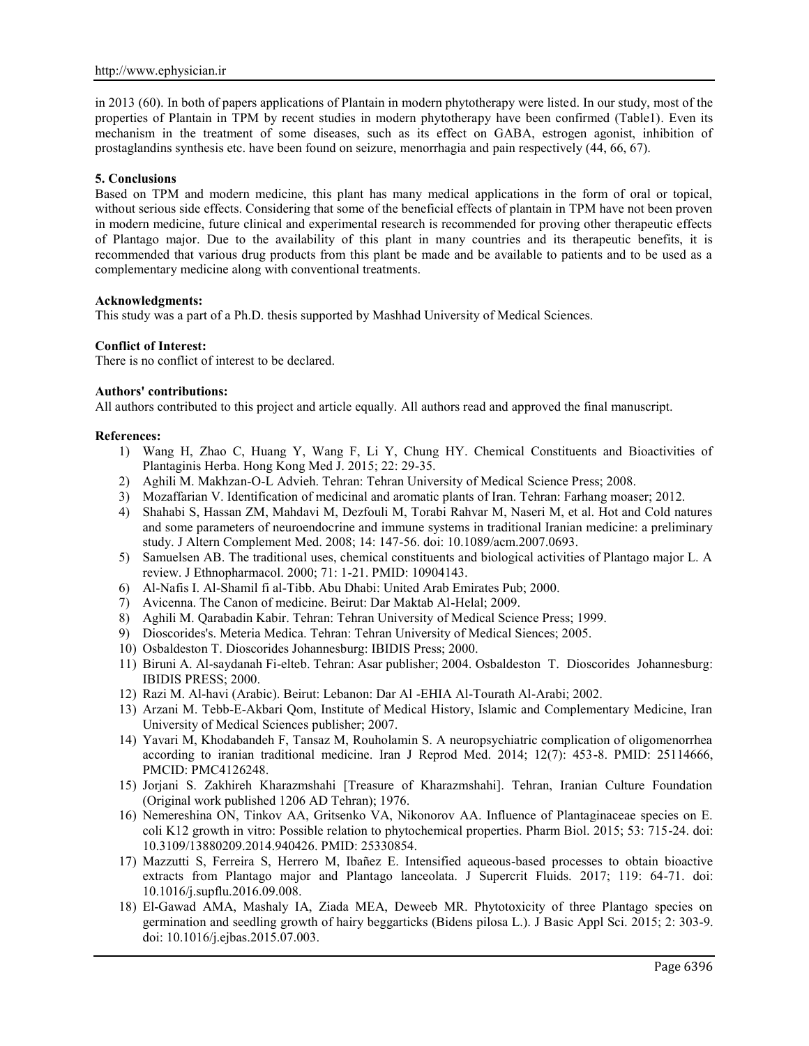in 2013 (60). In both of papers applications of Plantain in modern phytotherapy were listed. In our study, most of the properties of Plantain in TPM by recent studies in modern phytotherapy have been confirmed (Table1). Even its mechanism in the treatment of some diseases, such as its effect on GABA, estrogen agonist, inhibition of prostaglandins synthesis etc. have been found on seizure, menorrhagia and pain respectively (44, 66, 67).

## 5. Conclusions

Based on TPM and modern medicine, this plant has many medical applications in the form of oral or topical, without serious side effects. Considering that some of the beneficial effects of plantain in TPM have not been proven in modern medicine, future clinical and experimental research is recommended for proving other therapeutic effects of Plantago major. Due to the availability of this plant in many countries and its therapeutic benefits, it is recommended that various drug products from this plant be made and be available to patients and to be used as a complementary medicine along with conventional treatments.

**Acknowledgments:**

This study was a part of a Ph.D. thesis supported by Mashhad University of Medical Sciences.

**Conflict of Interest:**

There is no conflict of interest to be declared.

**Authors' contributions:**

All authors contributed to this project and article equally. All authors read and approved the final manuscript.

**References:**

1) Wang H, Zhao C, Huang Y, Wang F, Li Y, Chung HY. Chemical Constituents and Bioactivities of Plantaginis Herba. Hong Kong Med J. 2015; 22: 29-35.
2) Aghili M. Makhzan-O-L Advieh. Tehran: Tehran University of Medical Science Press; 2008.
3) Mozaffarian V. Identification of medicinal and aromatic plants of Iran. Tehran: Farhang moaser; 2012.
4) Shahabi S, Hassan ZM, Mahdavi M, Dezfouli M, Torabi Rahvar M, Naseri M, et al. Hot and Cold natures and some parameters of neuroendocrine and immune systems in traditional Iranian medicine: a preliminary study. J Altern Complement Med. 2008; 14: 147-56. doi: 10.1089/acm.2007.0693.
5) Samuelsen AB. The traditional uses, chemical constituents and biological activities of Plantago major L. A review. J Ethnopharmacol. 2000; 71: 1-21. PMID: 10904143.
6) Al-Nafis I. Al-Shamil fi al-Tibb. Abu Dhabi: United Arab Emirates Pub; 2000.
7) Avicenna. The Canon of medicine. Beirut: Dar Maktab Al-Helal; 2009.
8) Aghili M. Qarabadin Kabir. Tehran: Tehran University of Medical Science Press; 1999.
9) Dioscorides's. Meteria Medica. Tehran: Tehran University of Medical Siences; 2005.
10) Osbaldeston T. Dioscorides Johannesburg: IBIDIS Press; 2000.
11) Biruni A. Al-saydanah Fi-elteb. Tehran: Asar publisher; 2004. Osbaldeston T. Dioscorides Johannesburg: IBIDIS PRESS; 2000.
12) Razi M. Al-havi (Arabic). Beirut: Lebanon: Dar Al -EHIA Al-Tourath Al-Arabi; 2002.
13) Arzani M. Tebb-E-Akbari Qom, Institute of Medical History, Islamic and Complementary Medicine, Iran University of Medical Sciences publisher; 2007.
14) Yavari M, Khodabandeh F, Tansaz M, Rouholamin S. A neuropsychiatric complication of oligomenorrhea according to iranian traditional medicine. Iran J Reprod Med. 2014; 12(7): 453-8. PMID: 25114666, PMCID: PMC4126248.
15) Jorjani S. Zakhireh Kharazmshahi [Treasure of Kharazmshahi]. Tehran, Iranian Culture Foundation (Original work published 1206 AD Tehran); 1976.
16) Nemereshina ON, Tinkov AA, Gritsenko VA, Nikonorov AA. Influence of Plantaginaceae species on E. coli K12 growth in vitro: Possible relation to phytochemical properties. Pharm Biol. 2015; 53: 715-24. doi: 10.3109/13880209.2014.940426. PMID: 25330854.
17) Mazzutti S, Ferreira S, Herrero M, Ibañez E. Intensified aqueous-based processes to obtain bioactive extracts from Plantago major and Plantago lanceolata. J Supercrit Fluids. 2017; 119: 64-71. doi: 10.1016/j.supflu.2016.09.008.
18) El-Gawad AMA, Mashaly IA, Ziada MEA, Deweeb MR. Phytotoxicity of three Plantago species on germination and seedling growth of hairy beggarticks (Bidens pilosa L.). J Basic Appl Sci. 2015; 2: 303-9. doi: 10.1016/j.ejbas.2015.07.003.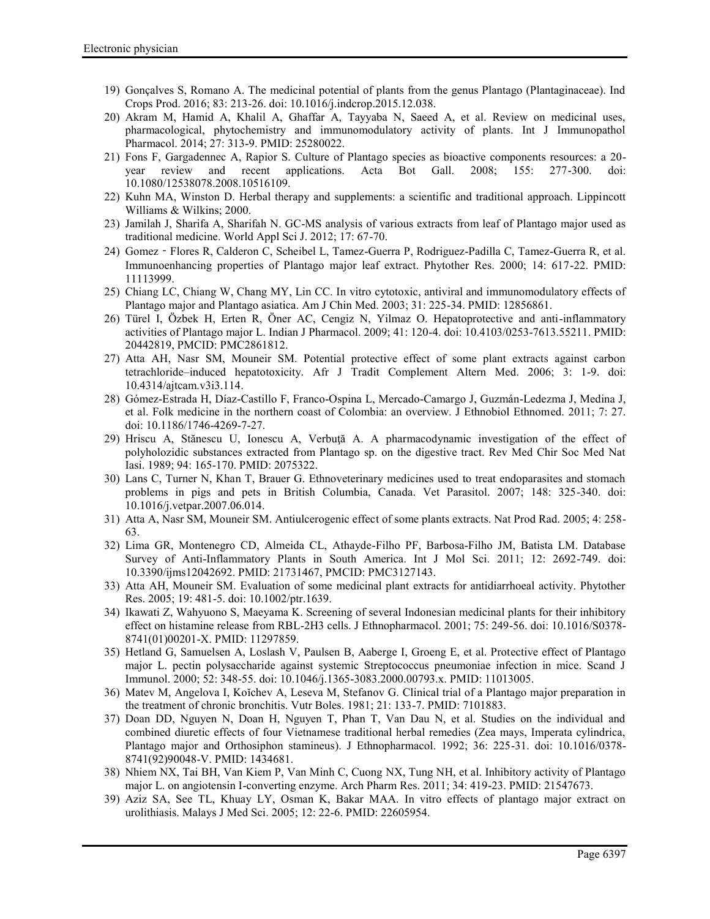19) Gonçalves S, Romano A. The medicinal potential of plants from the genus Plantago (Plantaginaceae). Ind Crops Prod. 2016; 83: 213-26. doi: 10.1016/j.indcrop.2015.12.038.
20) Akram M, Hamid A, Khalil A, Ghaffar A, Tayyaba N, Saeed A, et al. Review on medicinal uses, pharmacological, phytochemistry and immunomodulatory activity of plants. Int J Immunopathol Pharmacol. 2014; 27: 313-9. PMID: 25280022.
21) Fons F, Gargadennec A, Rapior S. Culture of Plantago species as bioactive components resources: a 20-year review and recent applications. Acta Bot Gall. 2008; 155: 277-300. doi: 10.1080/12538078.2008.10516109.
22) Kuhn MA, Winston D. Herbal therapy and supplements: a scientific and traditional approach. Lippincott Williams & Wilkins; 2000.
23) Jamilah J, Sharifa A, Sharifah N. GC-MS analysis of various extracts from leaf of Plantago major used as traditional medicine. World Appl Sci J. 2012; 17: 67-70.
24) Gomez‐Flores R, Calderon C, Scheibel L, Tamez-Guerra P, Rodriguez-Padilla C, Tamez-Guerra R, et al. Immunoenhancing properties of Plantago major leaf extract. Phytother Res. 2000; 14: 617-22. PMID: 11113999.
25) Chiang LC, Chiang W, Chang MY, Lin CC. In vitro cytotoxic, antiviral and immunomodulatory effects of Plantago major and Plantago asiatica. Am J Chin Med. 2003; 31: 225-34. PMID: 12856861.
26) Türel I, Özbek H, Erten R, Öner AC, Cengiz N, Yilmaz O. Hepatoprotective and anti-inflammatory activities of Plantago major L. Indian J Pharmacol. 2009; 41: 120-4. doi: 10.4103/0253-7613.55211. PMID: 20442819, PMCID: PMC2861812.
27) Atta AH, Nasr SM, Mouneir SM. Potential protective effect of some plant extracts against carbon tetrachloride–induced hepatotoxicity. Afr J Tradit Complement Altern Med. 2006; 3: 1-9. doi: 10.4314/ajtcam.v3i3.114.
28) Gómez-Estrada H, Díaz-Castillo F, Franco-Ospina L, Mercado-Camargo J, Guzmán-Ledezma J, Medina J, et al. Folk medicine in the northern coast of Colombia: an overview. J Ethnobiol Ethnomed. 2011; 7: 27. doi: 10.1186/1746-4269-7-27.
29) Hriscu A, Stănescu U, Ionescu A, Verbuţă A. A pharmacodynamic investigation of the effect of polyholozidic substances extracted from Plantago sp. on the digestive tract. Rev Med Chir Soc Med Nat Iasi. 1989; 94: 165-170. PMID: 2075322.
30) Lans C, Turner N, Khan T, Brauer G. Ethnoveterinary medicines used to treat endoparasites and stomach problems in pigs and pets in British Columbia, Canada. Vet Parasitol. 2007; 148: 325-340. doi: 10.1016/j.vetpar.2007.06.014.
31) Atta A, Nasr SM, Mouneir SM. Antiulcerogenic effect of some plants extracts. Nat Prod Rad. 2005; 4: 258-63.
32) Lima GR, Montenegro CD, Almeida CL, Athayde-Filho PF, Barbosa-Filho JM, Batista LM. Database Survey of Anti-Inflammatory Plants in South America. Int J Mol Sci. 2011; 12: 2692-749. doi: 10.3390/ijms12042692. PMID: 21731467, PMCID: PMC3127143.
33) Atta AH, Mouneir SM. Evaluation of some medicinal plant extracts for antidiarrhoeal activity. Phytother Res. 2005; 19: 481-5. doi: 10.1002/ptr.1639.
34) Ikawati Z, Wahyuono S, Maeyama K. Screening of several Indonesian medicinal plants for their inhibitory effect on histamine release from RBL-2H3 cells. J Ethnopharmacol. 2001; 75: 249-56. doi: 10.1016/S0378-8741(01)00201-X. PMID: 11297859.
35) Hetland G, Samuelsen A, Loslash V, Paulsen B, Aaberge I, Groeng E, et al. Protective effect of Plantago major L. pectin polysaccharide against systemic Streptococcus pneumoniae infection in mice. Scand J Immunol. 2000; 52: 348-55. doi: 10.1046/j.1365-3083.2000.00793.x. PMID: 11013005.
36) Matev M, Angelova I, Koĭchev A, Leseva M, Stefanov G. Clinical trial of a Plantago major preparation in the treatment of chronic bronchitis. Vutr Boles. 1981; 21: 133-7. PMID: 7101883.
37) Doan DD, Nguyen N, Doan H, Nguyen T, Phan T, Van Dau N, et al. Studies on the individual and combined diuretic effects of four Vietnamese traditional herbal remedies (Zea mays, Imperata cylindrica, Plantago major and Orthosiphon stamineus). J Ethnopharmacol. 1992; 36: 225-31. doi: 10.1016/0378-8741(92)90048-V. PMID: 1434681.
38) Nhiem NX, Tai BH, Van Kiem P, Van Minh C, Cuong NX, Tung NH, et al. Inhibitory activity of Plantago major L. on angiotensin I-converting enzyme. Arch Pharm Res. 2011; 34: 419-23. PMID: 21547673.
39) Aziz SA, See TL, Khuay LY, Osman K, Bakar MAA. In vitro effects of plantago major extract on urolithiasis. Malays J Med Sci. 2005; 12: 22-6. PMID: 22605954.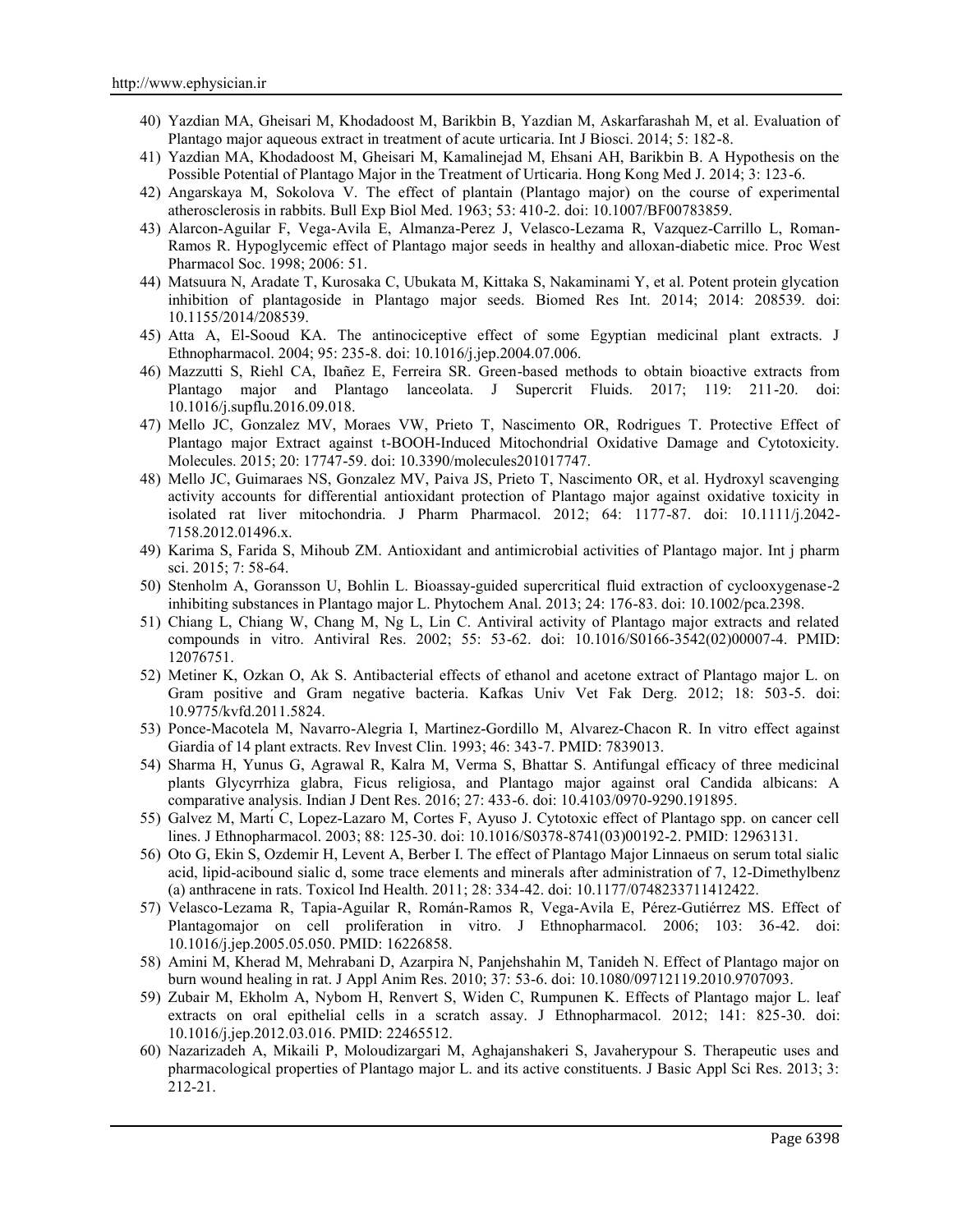40) Yazdian MA, Gheisari M, Khodadoost M, Barikbin B, Yazdian M, Askarfarashah M, et al. Evaluation of Plantago major aqueous extract in treatment of acute urticaria. Int J Biosci. 2014; 5: 182-8.
41) Yazdian MA, Khodadoost M, Gheisari M, Kamalinejad M, Ehsani AH, Barikbin B. A Hypothesis on the Possible Potential of Plantago Major in the Treatment of Urticaria. Hong Kong Med J. 2014; 3: 123-6.
42) Angarskaya M, Sokolova V. The effect of plantain (Plantago major) on the course of experimental atherosclerosis in rabbits. Bull Exp Biol Med. 1963; 53: 410-2. doi: 10.1007/BF00783859.
43) Alarcon-Aguilar F, Vega-Avila E, Almanza-Perez J, Velasco-Lezama R, Vazquez-Carrillo L, Roman-Ramos R. Hypoglycemic effect of Plantago major seeds in healthy and alloxan-diabetic mice. Proc West Pharmacol Soc. 1998; 2006: 51.
44) Matsuura N, Aradate T, Kurosaka C, Ubukata M, Kittaka S, Nakaminami Y, et al. Potent protein glycation inhibition of plantagoside in Plantago major seeds. Biomed Res Int. 2014; 2014: 208539. doi: 10.1155/2014/208539.
45) Atta A, El-Sooud KA. The antinociceptive effect of some Egyptian medicinal plant extracts. J Ethnopharmacol. 2004; 95: 235-8. doi: 10.1016/j.jep.2004.07.006.
46) Mazzutti S, Riehl CA, Ibañez E, Ferreira SR. Green-based methods to obtain bioactive extracts from Plantago major and Plantago lanceolata. J Supercrit Fluids. 2017; 119: 211-20. doi: 10.1016/j.supflu.2016.09.018.
47) Mello JC, Gonzalez MV, Moraes VW, Prieto T, Nascimento OR, Rodrigues T. Protective Effect of Plantago major Extract against t-BOOH-Induced Mitochondrial Oxidative Damage and Cytotoxicity. Molecules. 2015; 20: 17747-59. doi: 10.3390/molecules201017747.
48) Mello JC, Guimaraes NS, Gonzalez MV, Paiva JS, Prieto T, Nascimento OR, et al. Hydroxyl scavenging activity accounts for differential antioxidant protection of Plantago major against oxidative toxicity in isolated rat liver mitochondria. J Pharm Pharmacol. 2012; 64: 1177-87. doi: 10.1111/j.2042-7158.2012.01496.x.
49) Karima S, Farida S, Mihoub ZM. Antioxidant and antimicrobial activities of Plantago major. Int j pharm sci. 2015; 7: 58-64.
50) Stenholm A, Goransson U, Bohlin L. Bioassay-guided supercritical fluid extraction of cyclooxygenase-2 inhibiting substances in Plantago major L. Phytochem Anal. 2013; 24: 176-83. doi: 10.1002/pca.2398.
51) Chiang L, Chiang W, Chang M, Ng L, Lin C. Antiviral activity of Plantago major extracts and related compounds in vitro. Antiviral Res. 2002; 55: 53-62. doi: 10.1016/S0166-3542(02)00007-4. PMID: 12076751.
52) Metiner K, Ozkan O, Ak S. Antibacterial effects of ethanol and acetone extract of Plantago major L. on Gram positive and Gram negative bacteria. Kafkas Univ Vet Fak Derg. 2012; 18: 503-5. doi: 10.9775/kvfd.2011.5824.
53) Ponce-Macotela M, Navarro-Alegria I, Martinez-Gordillo M, Alvarez-Chacon R. In vitro effect against Giardia of 14 plant extracts. Rev Invest Clin. 1993; 46: 343-7. PMID: 7839013.
54) Sharma H, Yunus G, Agrawal R, Kalra M, Verma S, Bhattar S. Antifungal efficacy of three medicinal plants Glycyrrhiza glabra, Ficus religiosa, and Plantago major against oral Candida albicans: A comparative analysis. Indian J Dent Res. 2016; 27: 433-6. doi: 10.4103/0970-9290.191895.
55) Galvez M, Martí C, Lopez-Lazaro M, Cortes F, Ayuso J. Cytotoxic effect of Plantago spp. on cancer cell lines. J Ethnopharmacol. 2003; 88: 125-30. doi: 10.1016/S0378-8741(03)00192-2. PMID: 12963131.
56) Oto G, Ekin S, Ozdemir H, Levent A, Berber I. The effect of Plantago Major Linnaeus on serum total sialic acid, lipid-acibound sialic d, some trace elements and minerals after administration of 7, 12-Dimethylbenz (a) anthracene in rats. Toxicol Ind Health. 2011; 28: 334-42. doi: 10.1177/0748233711412422.
57) Velasco-Lezama R, Tapia-Aguilar R, Román-Ramos R, Vega-Avila E, Pérez-Gutiérrez MS. Effect of Plantagomajor on cell proliferation in vitro. J Ethnopharmacol. 2006; 103: 36-42. doi: 10.1016/j.jep.2005.05.050. PMID: 16226858.
58) Amini M, Kherad M, Mehrabani D, Azarpira N, Panjehshahin M, Tanideh N. Effect of Plantago major on burn wound healing in rat. J Appl Anim Res. 2010; 37: 53-6. doi: 10.1080/09712119.2010.9707093.
59) Zubair M, Ekholm A, Nybom H, Renvert S, Widen C, Rumpunen K. Effects of Plantago major L. leaf extracts on oral epithelial cells in a scratch assay. J Ethnopharmacol. 2012; 141: 825-30. doi: 10.1016/j.jep.2012.03.016. PMID: 22465512.
60) Nazarizadeh A, Mikaili P, Moloudizargari M, Aghajanshakeri S, Javaherypour S. Therapeutic uses and pharmacological properties of Plantago major L. and its active constituents. J Basic Appl Sci Res. 2013; 3: 212-21.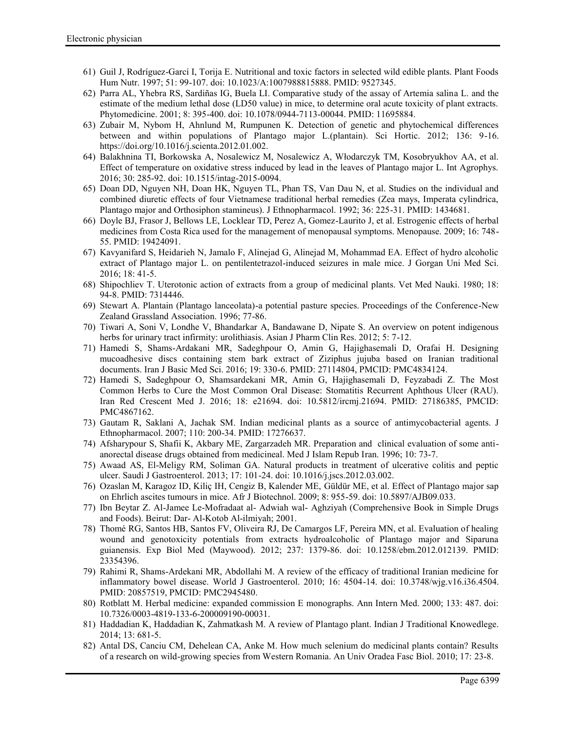61) Guil J, Rodríguez-Garcí I, Torija E. Nutritional and toxic factors in selected wild edible plants. Plant Foods Hum Nutr. 1997; 51: 99-107. doi: 10.1023/A:1007988815888. PMID: 9527345.
62) Parra AL, Yhebra RS, Sardiñas IG, Buela LI. Comparative study of the assay of Artemia salina L. and the estimate of the medium lethal dose (LD50 value) in mice, to determine oral acute toxicity of plant extracts. Phytomedicine. 2001; 8: 395-400. doi: 10.1078/0944-7113-00044. PMID: 11695884.
63) Zubair M, Nybom H, Ahnlund M, Rumpunen K. Detection of genetic and phytochemical differences between and within populations of Plantago major L.(plantain). Sci Hortic. 2012; 136: 9-16. https://doi.org/10.1016/j.scienta.2012.01.002.
64) Balakhnina TI, Borkowska A, Nosalewicz M, Nosalewicz A, Włodarczyk TM, Kosobryukhov AA, et al. Effect of temperature on oxidative stress induced by lead in the leaves of Plantago major L. Int Agrophys. 2016; 30: 285-92. doi: 10.1515/intag-2015-0094.
65) Doan DD, Nguyen NH, Doan HK, Nguyen TL, Phan TS, Van Dau N, et al. Studies on the individual and combined diuretic effects of four Vietnamese traditional herbal remedies (Zea mays, Imperata cylindrica, Plantago major and Orthosiphon stamineus). J Ethnopharmacol. 1992; 36: 225-31. PMID: 1434681.
66) Doyle BJ, Frasor J, Bellows LE, Locklear TD, Perez A, Gomez-Laurito J, et al. Estrogenic effects of herbal medicines from Costa Rica used for the management of menopausal symptoms. Menopause. 2009; 16: 748-55. PMID: 19424091.
67) Kavyanifard S, Heidarieh N, Jamalo F, Alinejad G, Alinejad M, Mohammad EA. Effect of hydro alcoholic extract of Plantago major L. on pentilentetrazol-induced seizures in male mice. J Gorgan Uni Med Sci. 2016; 18: 41-5.
68) Shipochliev T. Uterotonic action of extracts from a group of medicinal plants. Vet Med Nauki. 1980; 18: 94-8. PMID: 7314446.
69) Stewart A. Plantain (Plantago lanceolata)-a potential pasture species. Proceedings of the Conference-New Zealand Grassland Association. 1996; 77-86.
70) Tiwari A, Soni V, Londhe V, Bhandarkar A, Bandawane D, Nipate S. An overview on potent indigenous herbs for urinary tract infirmity: urolithiasis. Asian J Pharm Clin Res. 2012; 5: 7-12.
71) Hamedi S, Shams-Ardakani MR, Sadeghpour O, Amin G, Hajighasemali D, Orafai H. Designing mucoadhesive discs containing stem bark extract of Ziziphus jujuba based on Iranian traditional documents. Iran J Basic Med Sci. 2016; 19: 330-6. PMID: 27114804, PMCID: PMC4834124.
72) Hamedi S, Sadeghpour O, Shamsardekani MR, Amin G, Hajighasemali D, Feyzabadi Z. The Most Common Herbs to Cure the Most Common Oral Disease: Stomatitis Recurrent Aphthous Ulcer (RAU). Iran Red Crescent Med J. 2016; 18: e21694. doi: 10.5812/ircmj.21694. PMID: 27186385, PMCID: PMC4867162.
73) Gautam R, Saklani A, Jachak SM. Indian medicinal plants as a source of antimycobacterial agents. J Ethnopharmacol. 2007; 110: 200-34. PMID: 17276637.
74) Afsharypour S, Shafii K, Akbary ME, Zargarzadeh MR. Preparation and clinical evaluation of some anti-anorectal disease drugs obtained from medicineal. Med J Islam Repub Iran. 1996; 10: 73-7.
75) Awaad AS, El-Meligy RM, Soliman GA. Natural products in treatment of ulcerative colitis and peptic ulcer. Saudi J Gastroenterol. 2013; 17: 101-24. doi: 10.1016/j.jscs.2012.03.002.
76) Ozaslan M, Karagoz ID, Kiliç IH, Cengiz B, Kalender ME, Güldür ME, et al. Effect of Plantago major sap on Ehrlich ascites tumours in mice. Afr J Biotechnol. 2009; 8: 955-59. doi: 10.5897/AJB09.033.
77) Ibn Beytar Z. Al-Jamee Le-Mofradaat al- Adwiah wal- Aghziyah (Comprehensive Book in Simple Drugs and Foods). Beirut: Dar- Al-Kotob Al-ilmiyah; 2001.
78) Thomé RG, Santos HB, Santos FV, Oliveira RJ, De Camargos LF, Pereira MN, et al. Evaluation of healing wound and genotoxicity potentials from extracts hydroalcoholic of Plantago major and Siparuna guianensis. Exp Biol Med (Maywood). 2012; 237: 1379-86. doi: 10.1258/ebm.2012.012139. PMID: 23354396.
79) Rahimi R, Shams-Ardekani MR, Abdollahi M. A review of the efficacy of traditional Iranian medicine for inflammatory bowel disease. World J Gastroenterol. 2010; 16: 4504-14. doi: 10.3748/wjg.v16.i36.4504. PMID: 20857519, PMCID: PMC2945480.
80) Rotblatt M. Herbal medicine: expanded commission E monographs. Ann Intern Med. 2000; 133: 487. doi: 10.7326/0003-4819-133-6-200009190-00031.
81) Haddadian K, Haddadian K, Zahmatkash M. A review of Plantago plant. Indian J Traditional Knowedlege. 2014; 13: 681-5.
82) Antal DS, Canciu CM, Dehelean CA, Anke M. How much selenium do medicinal plants contain? Results of a research on wild-growing species from Western Romania. An Univ Oradea Fasc Biol. 2010; 17: 23-8.